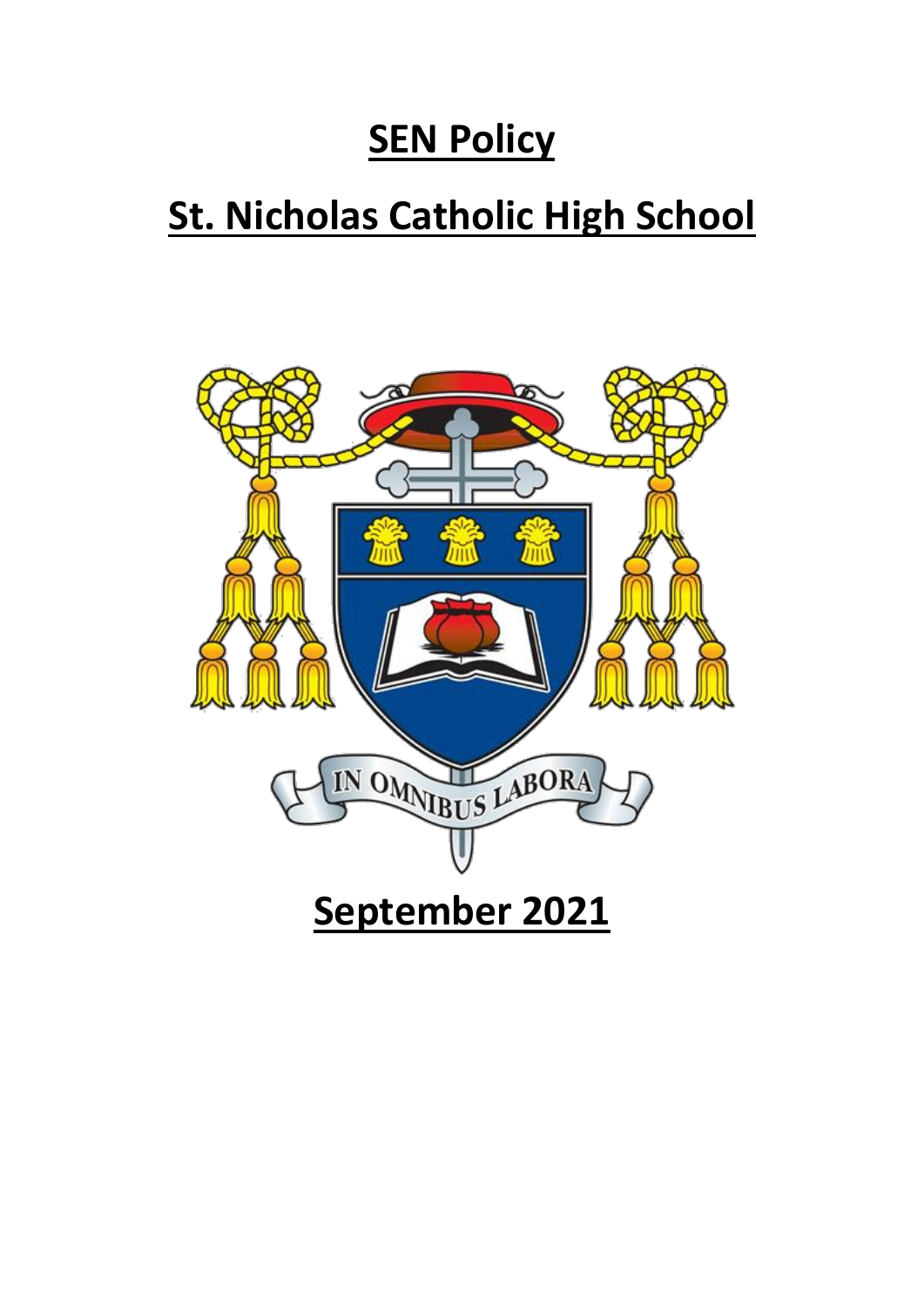# SEN Policy

# St. Nicholas Catholic High School

IN OMNIBUS LABORA

## September 2021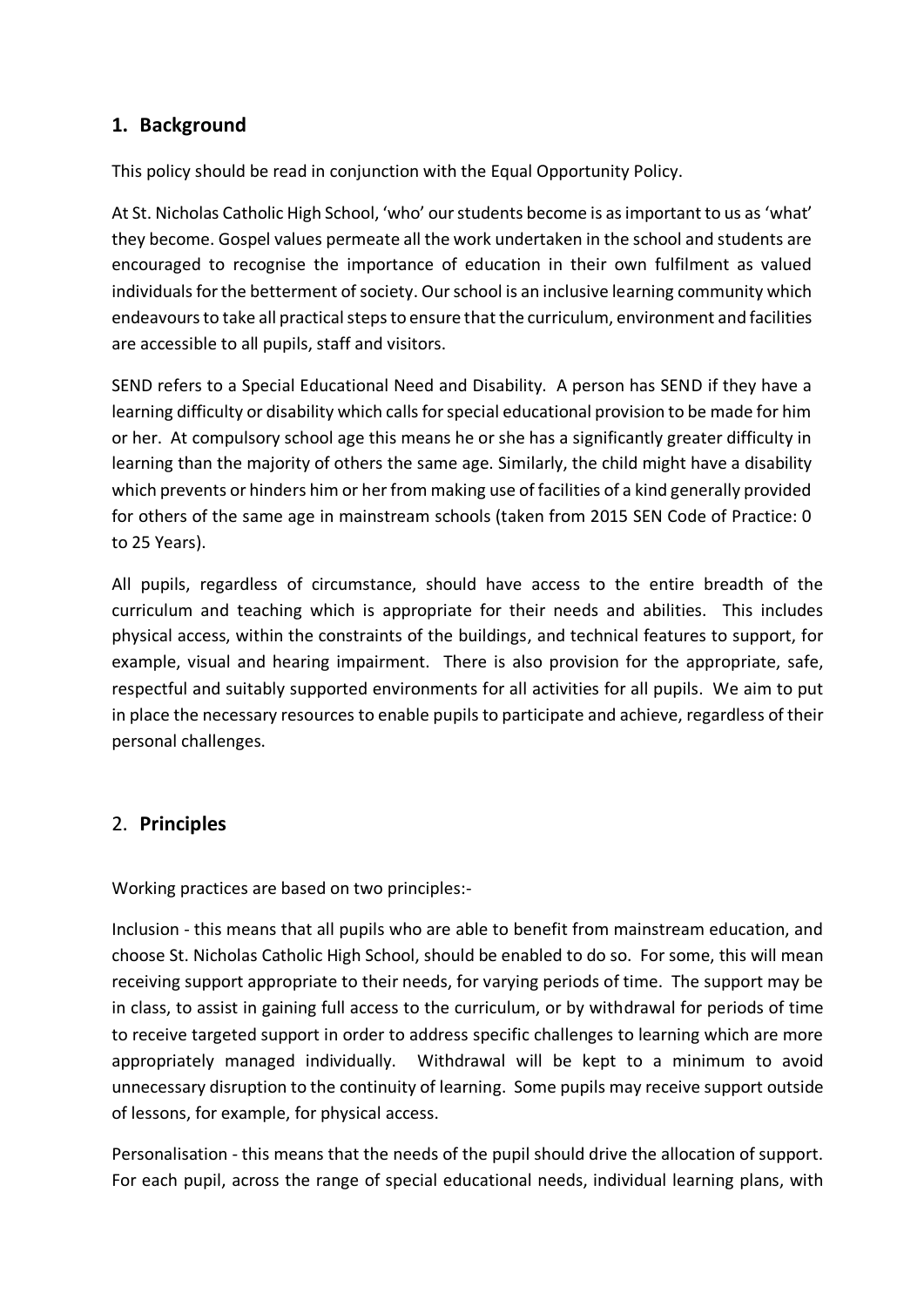## 1. Background

This policy should be read in conjunction with the Equal Opportunity Policy.

At St. Nicholas Catholic High School, 'who' our students become is as important to us as 'what' they become. Gospel values permeate all the work undertaken in the school and students are encouraged to recognise the importance of education in their own fulfilment as valued individuals for the betterment of society. Our school is an inclusive learning community which endeavours to take all practical steps to ensure that the curriculum, environment and facilities are accessible to all pupils, staff and visitors.

SEND refers to a Special Educational Need and Disability. A person has SEND if they have a learning difficulty or disability which calls for special educational provision to be made for him or her. At compulsory school age this means he or she has a significantly greater difficulty in learning than the majority of others the same age. Similarly, the child might have a disability which prevents or hinders him or her from making use of facilities of a kind generally provided for others of the same age in mainstream schools (taken from 2015 SEN Code of Practice: 0 to 25 Years).

All pupils, regardless of circumstance, should have access to the entire breadth of the curriculum and teaching which is appropriate for their needs and abilities. This includes physical access, within the constraints of the buildings, and technical features to support, for example, visual and hearing impairment. There is also provision for the appropriate, safe, respectful and suitably supported environments for all activities for all pupils. We aim to put in place the necessary resources to enable pupils to participate and achieve, regardless of their personal challenges.

## 2. Principles

Working practices are based on two principles:-

Inclusion - this means that all pupils who are able to benefit from mainstream education, and choose St. Nicholas Catholic High School, should be enabled to do so. For some, this will mean receiving support appropriate to their needs, for varying periods of time. The support may be in class, to assist in gaining full access to the curriculum, or by withdrawal for periods of time to receive targeted support in order to address specific challenges to learning which are more appropriately managed individually. Withdrawal will be kept to a minimum to avoid unnecessary disruption to the continuity of learning. Some pupils may receive support outside of lessons, for example, for physical access.

Personalisation - this means that the needs of the pupil should drive the allocation of support. For each pupil, across the range of special educational needs, individual learning plans, with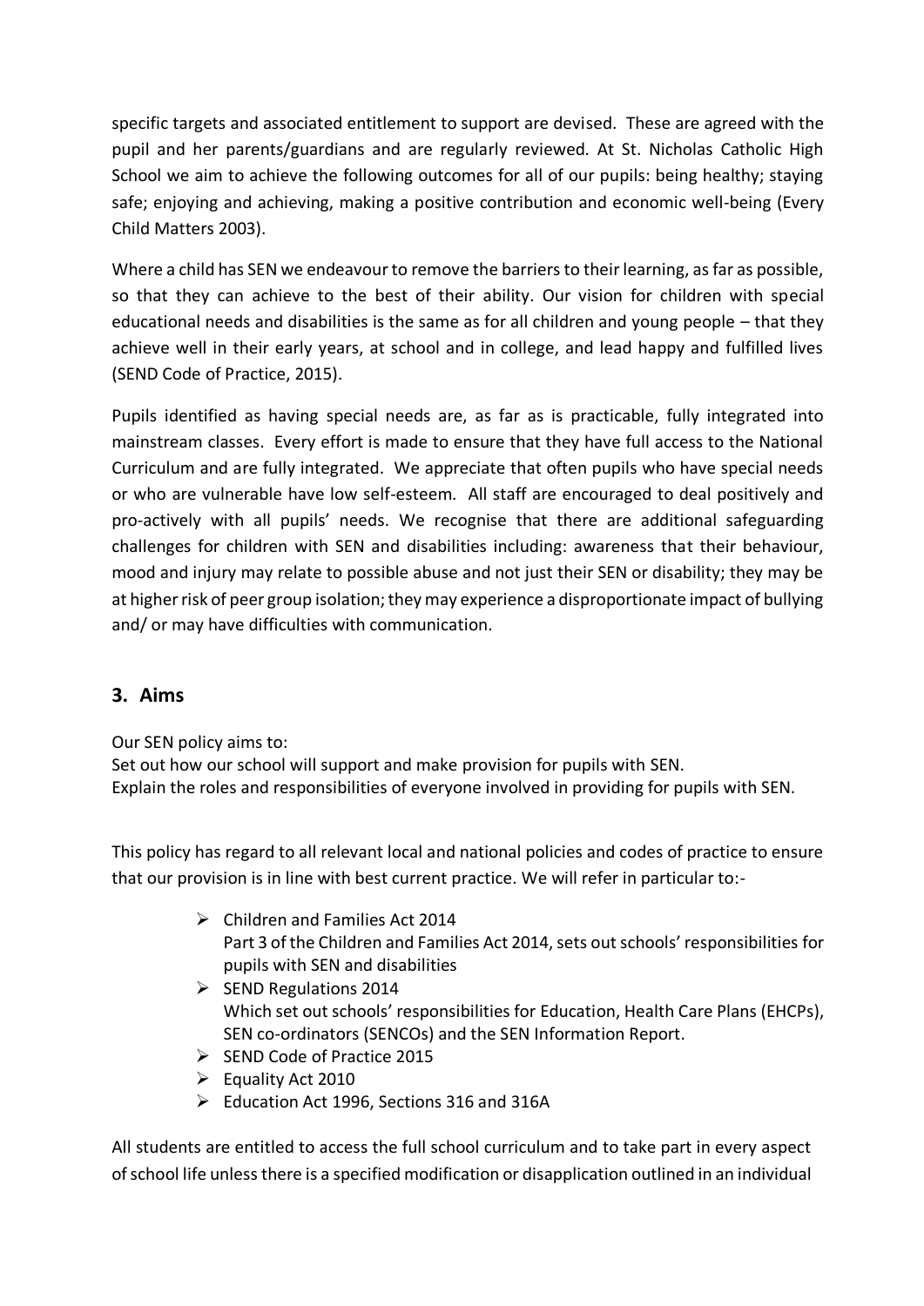specific targets and associated entitlement to support are devised. These are agreed with the pupil and her parents/guardians and are regularly reviewed. At St. Nicholas Catholic High School we aim to achieve the following outcomes for all of our pupils: being healthy; staying safe; enjoying and achieving, making a positive contribution and economic well-being (Every Child Matters 2003).

Where a child has SEN we endeavour to remove the barriers to their learning, as far as possible, so that they can achieve to the best of their ability. Our vision for children with special educational needs and disabilities is the same as for all children and young people – that they achieve well in their early years, at school and in college, and lead happy and fulfilled lives (SEND Code of Practice, 2015).

Pupils identified as having special needs are, as far as is practicable, fully integrated into mainstream classes. Every effort is made to ensure that they have full access to the National Curriculum and are fully integrated. We appreciate that often pupils who have special needs or who are vulnerable have low self-esteem. All staff are encouraged to deal positively and pro-actively with all pupils' needs. We recognise that there are additional safeguarding challenges for children with SEN and disabilities including: awareness that their behaviour, mood and injury may relate to possible abuse and not just their SEN or disability; they may be at higher risk of peer group isolation; they may experience a disproportionate impact of bullying and/ or may have difficulties with communication.

## 3. Aims

Our SEN policy aims to:
Set out how our school will support and make provision for pupils with SEN.
Explain the roles and responsibilities of everyone involved in providing for pupils with SEN.

This policy has regard to all relevant local and national policies and codes of practice to ensure that our provision is in line with best current practice. We will refer in particular to:-

- Children and Families Act 2014
  Part 3 of the Children and Families Act 2014, sets out schools' responsibilities for pupils with SEN and disabilities
- SEND Regulations 2014
  Which set out schools' responsibilities for Education, Health Care Plans (EHCPs), SEN co-ordinators (SENCOs) and the SEN Information Report.
- SEND Code of Practice 2015
- Equality Act 2010
- Education Act 1996, Sections 316 and 316A

All students are entitled to access the full school curriculum and to take part in every aspect of school life unless there is a specified modification or disapplication outlined in an individual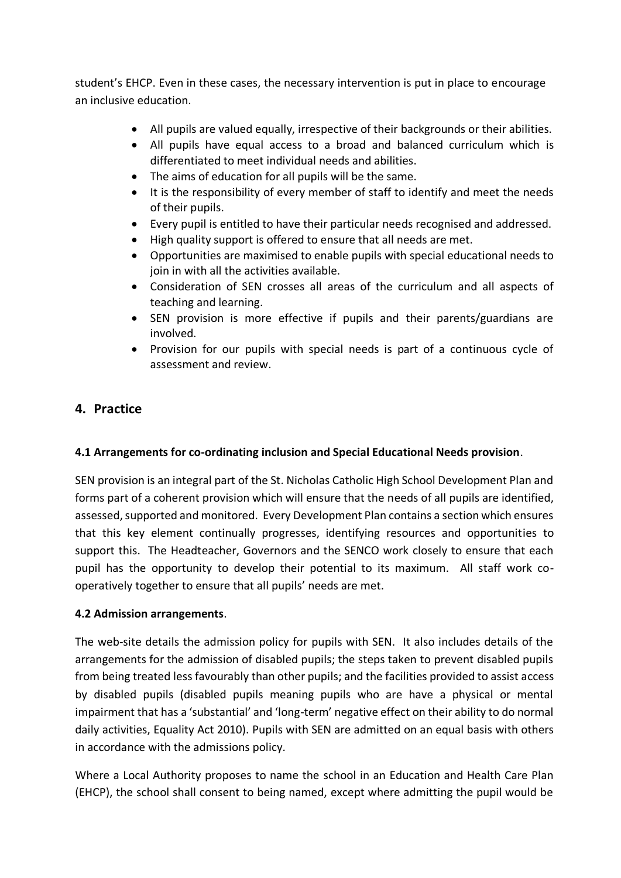student's EHCP. Even in these cases, the necessary intervention is put in place to encourage an inclusive education.

- All pupils are valued equally, irrespective of their backgrounds or their abilities.
- All pupils have equal access to a broad and balanced curriculum which is differentiated to meet individual needs and abilities.
- The aims of education for all pupils will be the same.
- It is the responsibility of every member of staff to identify and meet the needs of their pupils.
- Every pupil is entitled to have their particular needs recognised and addressed.
- High quality support is offered to ensure that all needs are met.
- Opportunities are maximised to enable pupils with special educational needs to join in with all the activities available.
- Consideration of SEN crosses all areas of the curriculum and all aspects of teaching and learning.
- SEN provision is more effective if pupils and their parents/guardians are involved.
- Provision for our pupils with special needs is part of a continuous cycle of assessment and review.

## 4. Practice

**4.1 Arrangements for co-ordinating inclusion and Special Educational Needs provision**.

SEN provision is an integral part of the St. Nicholas Catholic High School Development Plan and forms part of a coherent provision which will ensure that the needs of all pupils are identified, assessed, supported and monitored. Every Development Plan contains a section which ensures that this key element continually progresses, identifying resources and opportunities to support this. The Headteacher, Governors and the SENCO work closely to ensure that each pupil has the opportunity to develop their potential to its maximum. All staff work co-operatively together to ensure that all pupils' needs are met.

**4.2 Admission arrangements**.

The web-site details the admission policy for pupils with SEN. It also includes details of the arrangements for the admission of disabled pupils; the steps taken to prevent disabled pupils from being treated less favourably than other pupils; and the facilities provided to assist access by disabled pupils (disabled pupils meaning pupils who are have a physical or mental impairment that has a 'substantial' and 'long-term' negative effect on their ability to do normal daily activities, Equality Act 2010). Pupils with SEN are admitted on an equal basis with others in accordance with the admissions policy.

Where a Local Authority proposes to name the school in an Education and Health Care Plan (EHCP), the school shall consent to being named, except where admitting the pupil would be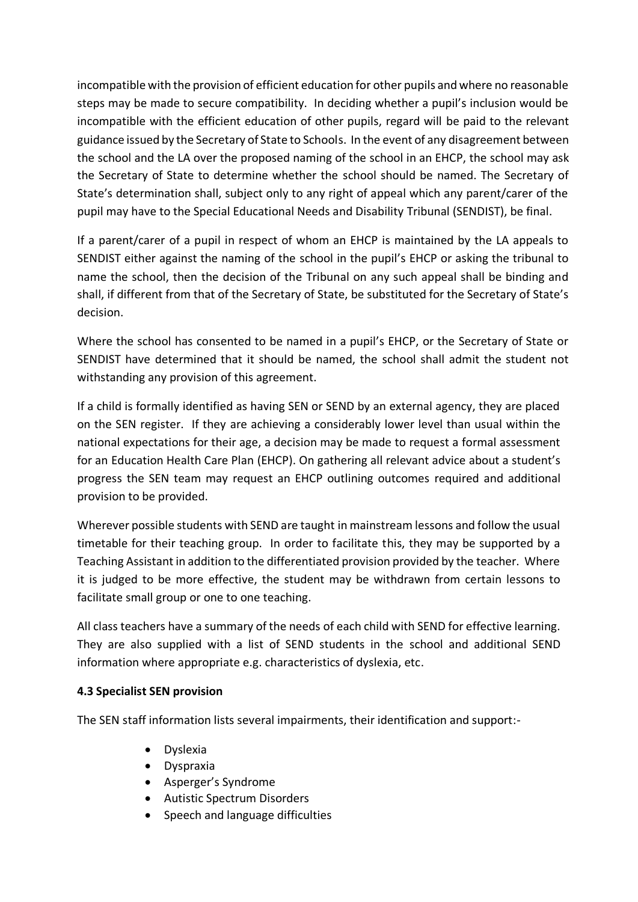incompatible with the provision of efficient education for other pupils and where no reasonable steps may be made to secure compatibility. In deciding whether a pupil's inclusion would be incompatible with the efficient education of other pupils, regard will be paid to the relevant guidance issued by the Secretary of State to Schools. In the event of any disagreement between the school and the LA over the proposed naming of the school in an EHCP, the school may ask the Secretary of State to determine whether the school should be named. The Secretary of State's determination shall, subject only to any right of appeal which any parent/carer of the pupil may have to the Special Educational Needs and Disability Tribunal (SENDIST), be final.

If a parent/carer of a pupil in respect of whom an EHCP is maintained by the LA appeals to SENDIST either against the naming of the school in the pupil's EHCP or asking the tribunal to name the school, then the decision of the Tribunal on any such appeal shall be binding and shall, if different from that of the Secretary of State, be substituted for the Secretary of State's decision.

Where the school has consented to be named in a pupil's EHCP, or the Secretary of State or SENDIST have determined that it should be named, the school shall admit the student not withstanding any provision of this agreement.

If a child is formally identified as having SEN or SEND by an external agency, they are placed on the SEN register. If they are achieving a considerably lower level than usual within the national expectations for their age, a decision may be made to request a formal assessment for an Education Health Care Plan (EHCP). On gathering all relevant advice about a student's progress the SEN team may request an EHCP outlining outcomes required and additional provision to be provided.

Wherever possible students with SEND are taught in mainstream lessons and follow the usual timetable for their teaching group. In order to facilitate this, they may be supported by a Teaching Assistant in addition to the differentiated provision provided by the teacher. Where it is judged to be more effective, the student may be withdrawn from certain lessons to facilitate small group or one to one teaching.

All class teachers have a summary of the needs of each child with SEND for effective learning. They are also supplied with a list of SEND students in the school and additional SEND information where appropriate e.g. characteristics of dyslexia, etc.

**4.3 Specialist SEN provision**

The SEN staff information lists several impairments, their identification and support:-

- Dyslexia
- Dyspraxia
- Asperger's Syndrome
- Autistic Spectrum Disorders
- Speech and language difficulties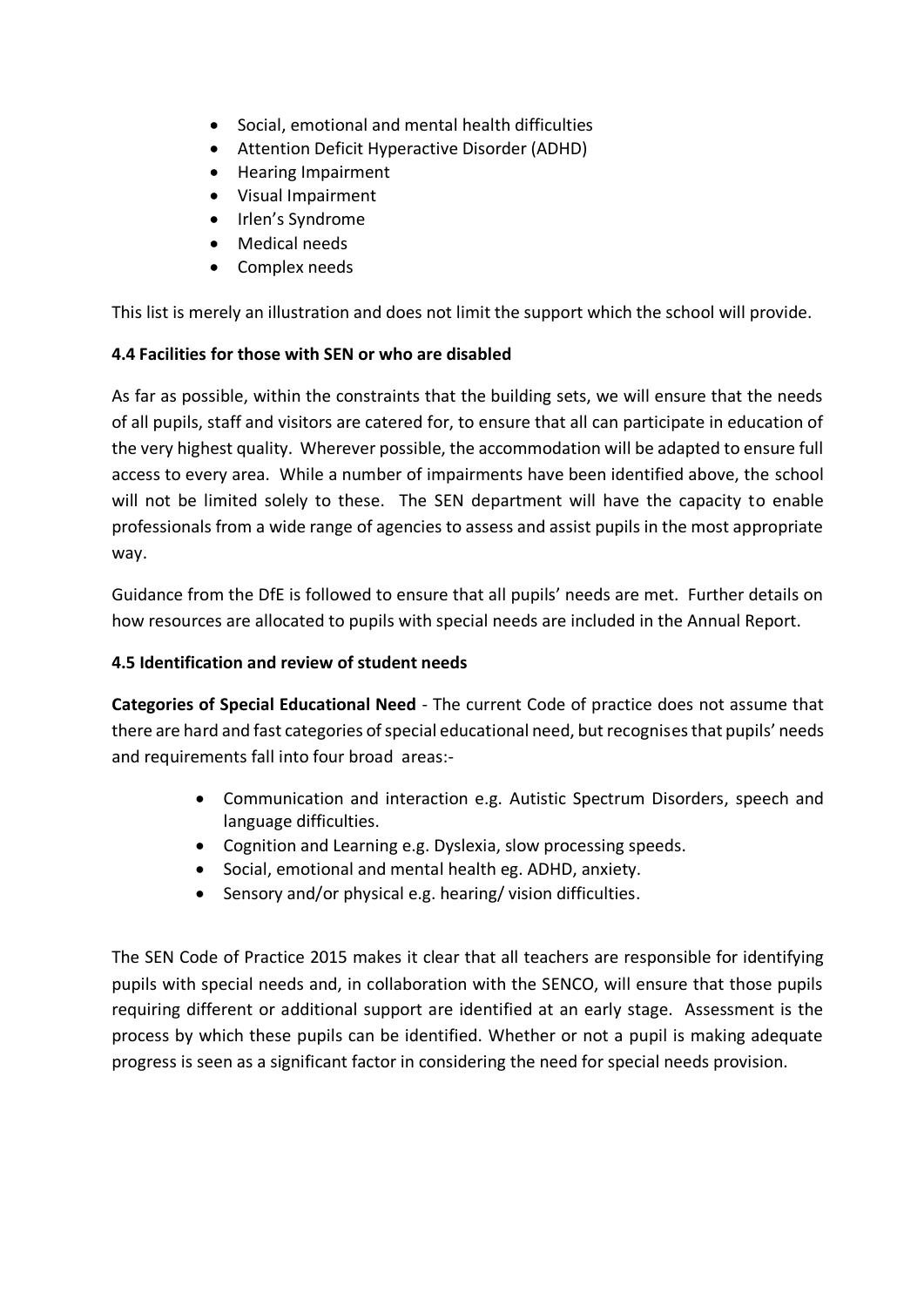- Social, emotional and mental health difficulties
- Attention Deficit Hyperactive Disorder (ADHD)
- Hearing Impairment
- Visual Impairment
- Irlen's Syndrome
- Medical needs
- Complex needs

This list is merely an illustration and does not limit the support which the school will provide.

### 4.4 Facilities for those with SEN or who are disabled

As far as possible, within the constraints that the building sets, we will ensure that the needs of all pupils, staff and visitors are catered for, to ensure that all can participate in education of the very highest quality. Wherever possible, the accommodation will be adapted to ensure full access to every area. While a number of impairments have been identified above, the school will not be limited solely to these. The SEN department will have the capacity to enable professionals from a wide range of agencies to assess and assist pupils in the most appropriate way.

Guidance from the DfE is followed to ensure that all pupils' needs are met. Further details on how resources are allocated to pupils with special needs are included in the Annual Report.

### 4.5 Identification and review of student needs

**Categories of Special Educational Need** - The current Code of practice does not assume that there are hard and fast categories of special educational need, but recognises that pupils' needs and requirements fall into four broad areas:-

- Communication and interaction e.g. Autistic Spectrum Disorders, speech and language difficulties.
- Cognition and Learning e.g. Dyslexia, slow processing speeds.
- Social, emotional and mental health eg. ADHD, anxiety.
- Sensory and/or physical e.g. hearing/ vision difficulties.

The SEN Code of Practice 2015 makes it clear that all teachers are responsible for identifying pupils with special needs and, in collaboration with the SENCO, will ensure that those pupils requiring different or additional support are identified at an early stage. Assessment is the process by which these pupils can be identified. Whether or not a pupil is making adequate progress is seen as a significant factor in considering the need for special needs provision.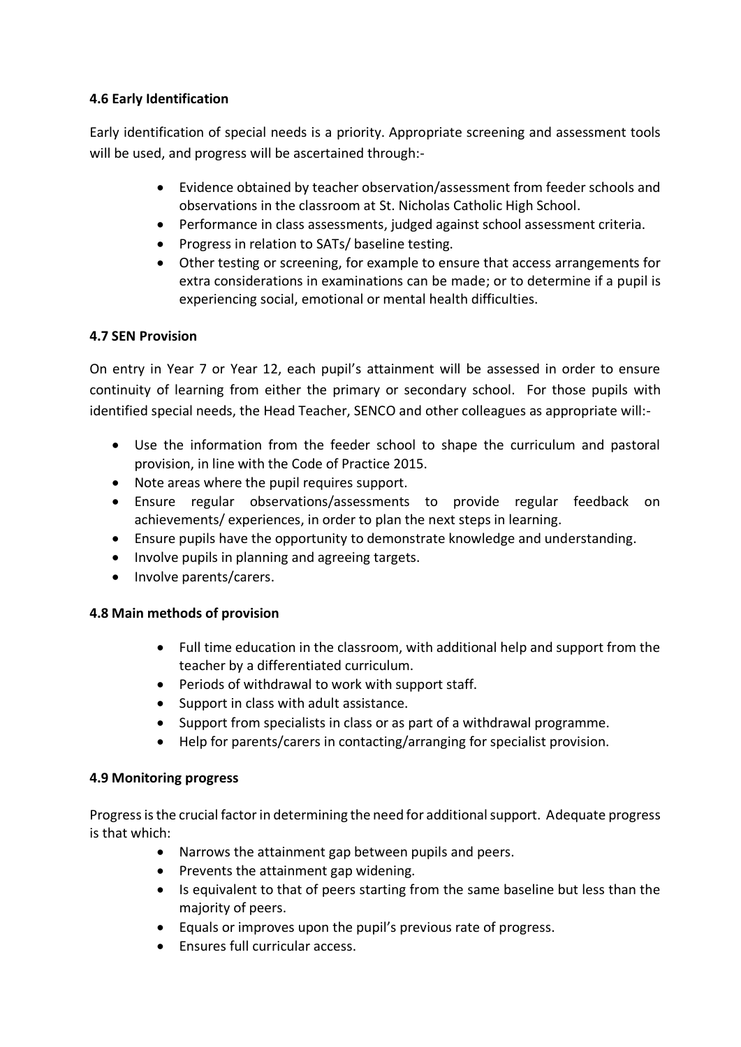#### 4.6 Early Identification

Early identification of special needs is a priority. Appropriate screening and assessment tools will be used, and progress will be ascertained through:-

- Evidence obtained by teacher observation/assessment from feeder schools and observations in the classroom at St. Nicholas Catholic High School.
- Performance in class assessments, judged against school assessment criteria.
- Progress in relation to SATs/ baseline testing.
- Other testing or screening, for example to ensure that access arrangements for extra considerations in examinations can be made; or to determine if a pupil is experiencing social, emotional or mental health difficulties.

#### 4.7 SEN Provision

On entry in Year 7 or Year 12, each pupil's attainment will be assessed in order to ensure continuity of learning from either the primary or secondary school. For those pupils with identified special needs, the Head Teacher, SENCO and other colleagues as appropriate will:-

- Use the information from the feeder school to shape the curriculum and pastoral provision, in line with the Code of Practice 2015.
- Note areas where the pupil requires support.
- Ensure regular observations/assessments to provide regular feedback on achievements/ experiences, in order to plan the next steps in learning.
- Ensure pupils have the opportunity to demonstrate knowledge and understanding.
- Involve pupils in planning and agreeing targets.
- Involve parents/carers.

#### 4.8 Main methods of provision

- Full time education in the classroom, with additional help and support from the teacher by a differentiated curriculum.
- Periods of withdrawal to work with support staff.
- Support in class with adult assistance.
- Support from specialists in class or as part of a withdrawal programme.
- Help for parents/carers in contacting/arranging for specialist provision.

#### 4.9 Monitoring progress

Progress is the crucial factor in determining the need for additional support. Adequate progress is that which:

- Narrows the attainment gap between pupils and peers.
- Prevents the attainment gap widening.
- Is equivalent to that of peers starting from the same baseline but less than the majority of peers.
- Equals or improves upon the pupil's previous rate of progress.
- Ensures full curricular access.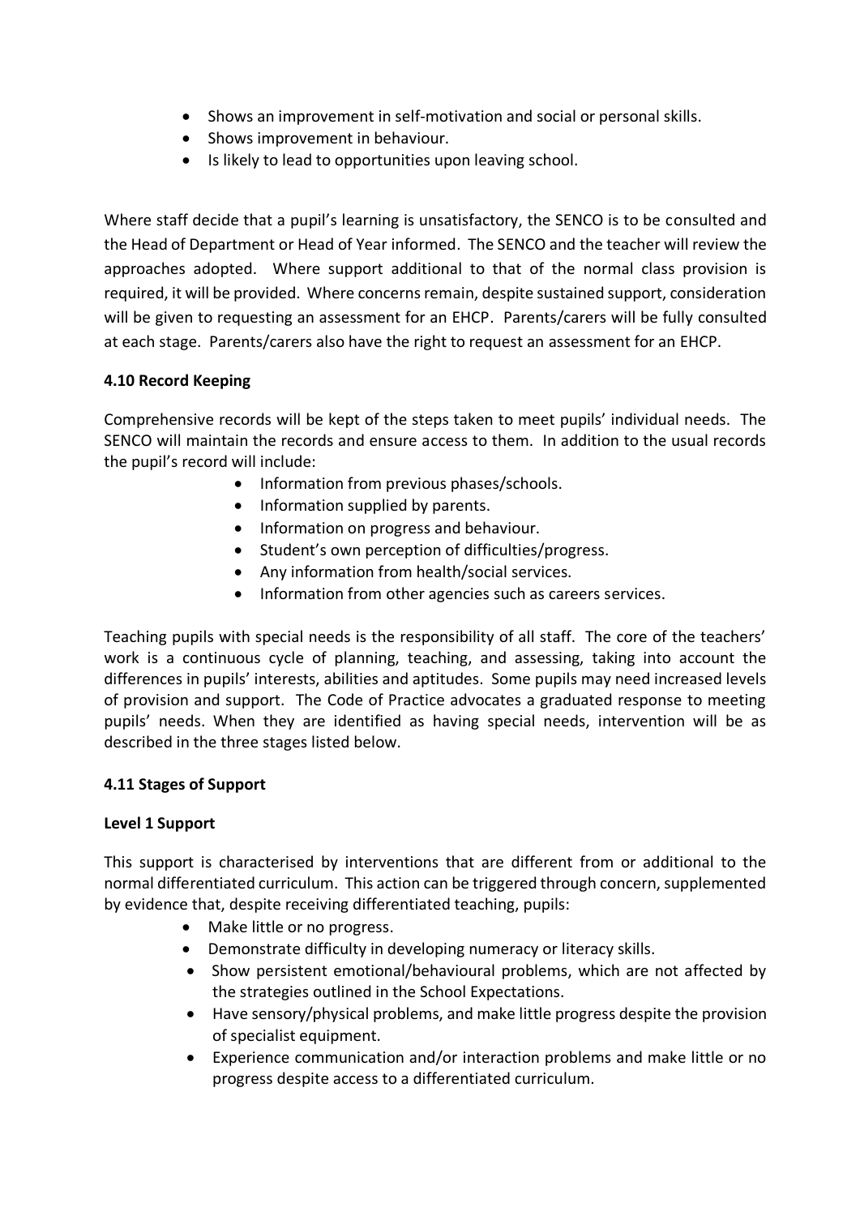- Shows an improvement in self-motivation and social or personal skills.
- Shows improvement in behaviour.
- Is likely to lead to opportunities upon leaving school.

Where staff decide that a pupil's learning is unsatisfactory, the SENCO is to be consulted and the Head of Department or Head of Year informed. The SENCO and the teacher will review the approaches adopted. Where support additional to that of the normal class provision is required, it will be provided. Where concerns remain, despite sustained support, consideration will be given to requesting an assessment for an EHCP. Parents/carers will be fully consulted at each stage. Parents/carers also have the right to request an assessment for an EHCP.

### 4.10 Record Keeping

Comprehensive records will be kept of the steps taken to meet pupils' individual needs. The SENCO will maintain the records and ensure access to them. In addition to the usual records the pupil's record will include:

- Information from previous phases/schools.
- Information supplied by parents.
- Information on progress and behaviour.
- Student's own perception of difficulties/progress.
- Any information from health/social services.
- Information from other agencies such as careers services.

Teaching pupils with special needs is the responsibility of all staff. The core of the teachers' work is a continuous cycle of planning, teaching, and assessing, taking into account the differences in pupils' interests, abilities and aptitudes. Some pupils may need increased levels of provision and support. The Code of Practice advocates a graduated response to meeting pupils' needs. When they are identified as having special needs, intervention will be as described in the three stages listed below.

### 4.11 Stages of Support

**Level 1 Support**

This support is characterised by interventions that are different from or additional to the normal differentiated curriculum. This action can be triggered through concern, supplemented by evidence that, despite receiving differentiated teaching, pupils:

- Make little or no progress.
- Demonstrate difficulty in developing numeracy or literacy skills.
- Show persistent emotional/behavioural problems, which are not affected by the strategies outlined in the School Expectations.
- Have sensory/physical problems, and make little progress despite the provision of specialist equipment.
- Experience communication and/or interaction problems and make little or no progress despite access to a differentiated curriculum.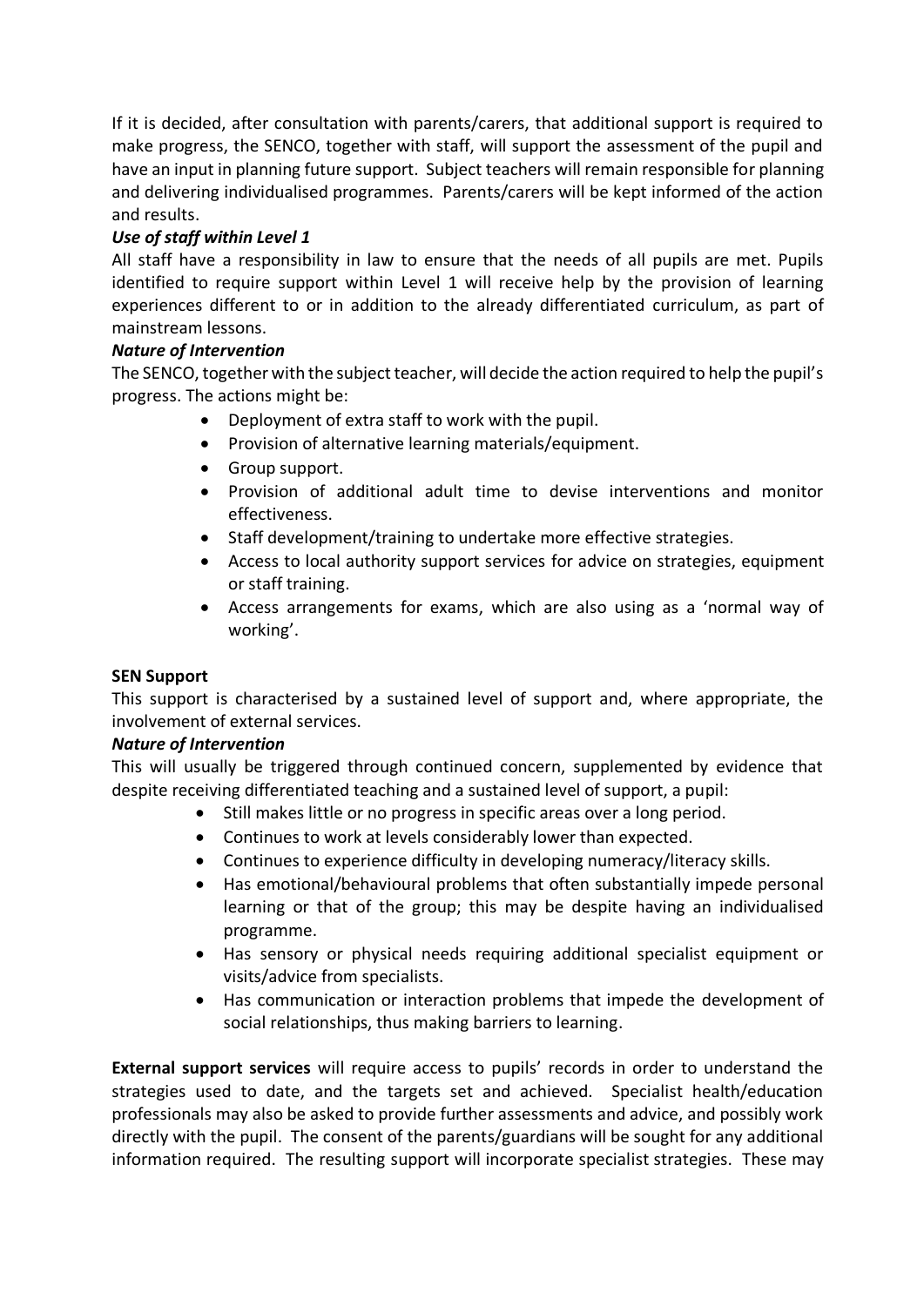If it is decided, after consultation with parents/carers, that additional support is required to make progress, the SENCO, together with staff, will support the assessment of the pupil and have an input in planning future support. Subject teachers will remain responsible for planning and delivering individualised programmes. Parents/carers will be kept informed of the action and results.

***Use of staff within Level 1***

All staff have a responsibility in law to ensure that the needs of all pupils are met. Pupils identified to require support within Level 1 will receive help by the provision of learning experiences different to or in addition to the already differentiated curriculum, as part of mainstream lessons.

***Nature of Intervention***

The SENCO, together with the subject teacher, will decide the action required to help the pupil's progress. The actions might be:

- Deployment of extra staff to work with the pupil.
- Provision of alternative learning materials/equipment.
- Group support.
- Provision of additional adult time to devise interventions and monitor effectiveness.
- Staff development/training to undertake more effective strategies.
- Access to local authority support services for advice on strategies, equipment or staff training.
- Access arrangements for exams, which are also using as a 'normal way of working'.

**SEN Support**

This support is characterised by a sustained level of support and, where appropriate, the involvement of external services.

***Nature of Intervention***

This will usually be triggered through continued concern, supplemented by evidence that despite receiving differentiated teaching and a sustained level of support, a pupil:

- Still makes little or no progress in specific areas over a long period.
- Continues to work at levels considerably lower than expected.
- Continues to experience difficulty in developing numeracy/literacy skills.
- Has emotional/behavioural problems that often substantially impede personal learning or that of the group; this may be despite having an individualised programme.
- Has sensory or physical needs requiring additional specialist equipment or visits/advice from specialists.
- Has communication or interaction problems that impede the development of social relationships, thus making barriers to learning.

**External support services** will require access to pupils' records in order to understand the strategies used to date, and the targets set and achieved. Specialist health/education professionals may also be asked to provide further assessments and advice, and possibly work directly with the pupil. The consent of the parents/guardians will be sought for any additional information required. The resulting support will incorporate specialist strategies. These may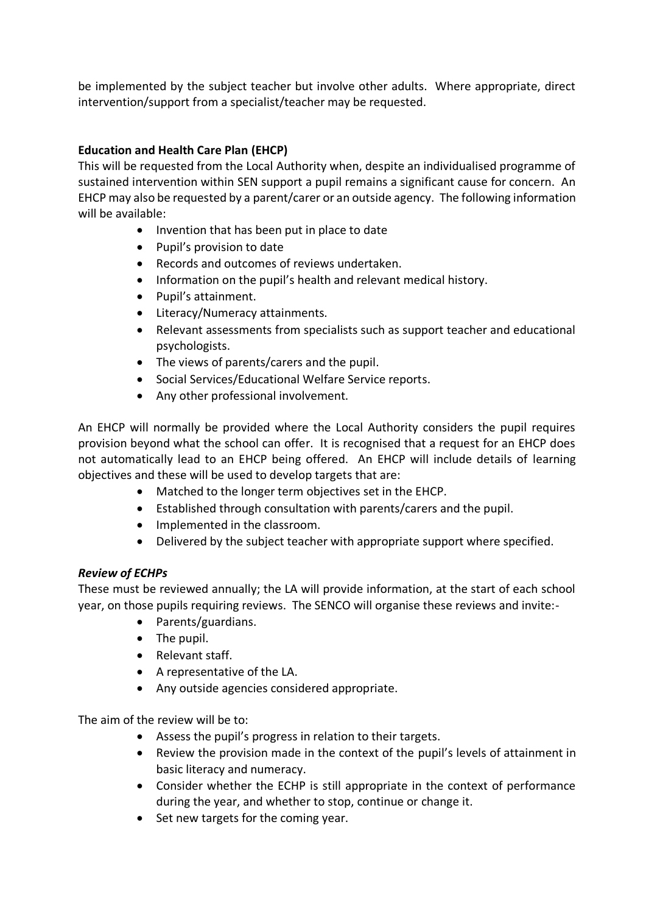be implemented by the subject teacher but involve other adults. Where appropriate, direct intervention/support from a specialist/teacher may be requested.

**Education and Health Care Plan (EHCP)**

This will be requested from the Local Authority when, despite an individualised programme of sustained intervention within SEN support a pupil remains a significant cause for concern. An EHCP may also be requested by a parent/carer or an outside agency. The following information will be available:

- Invention that has been put in place to date
- Pupil's provision to date
- Records and outcomes of reviews undertaken.
- Information on the pupil's health and relevant medical history.
- Pupil's attainment.
- Literacy/Numeracy attainments.
- Relevant assessments from specialists such as support teacher and educational psychologists.
- The views of parents/carers and the pupil.
- Social Services/Educational Welfare Service reports.
- Any other professional involvement.

An EHCP will normally be provided where the Local Authority considers the pupil requires provision beyond what the school can offer. It is recognised that a request for an EHCP does not automatically lead to an EHCP being offered. An EHCP will include details of learning objectives and these will be used to develop targets that are:

- Matched to the longer term objectives set in the EHCP.
- Established through consultation with parents/carers and the pupil.
- Implemented in the classroom.
- Delivered by the subject teacher with appropriate support where specified.

***Review of ECHPs***

These must be reviewed annually; the LA will provide information, at the start of each school year, on those pupils requiring reviews. The SENCO will organise these reviews and invite:-

- Parents/guardians.
- The pupil.
- Relevant staff.
- A representative of the LA.
- Any outside agencies considered appropriate.

The aim of the review will be to:

- Assess the pupil's progress in relation to their targets.
- Review the provision made in the context of the pupil's levels of attainment in basic literacy and numeracy.
- Consider whether the ECHP is still appropriate in the context of performance during the year, and whether to stop, continue or change it.
- Set new targets for the coming year.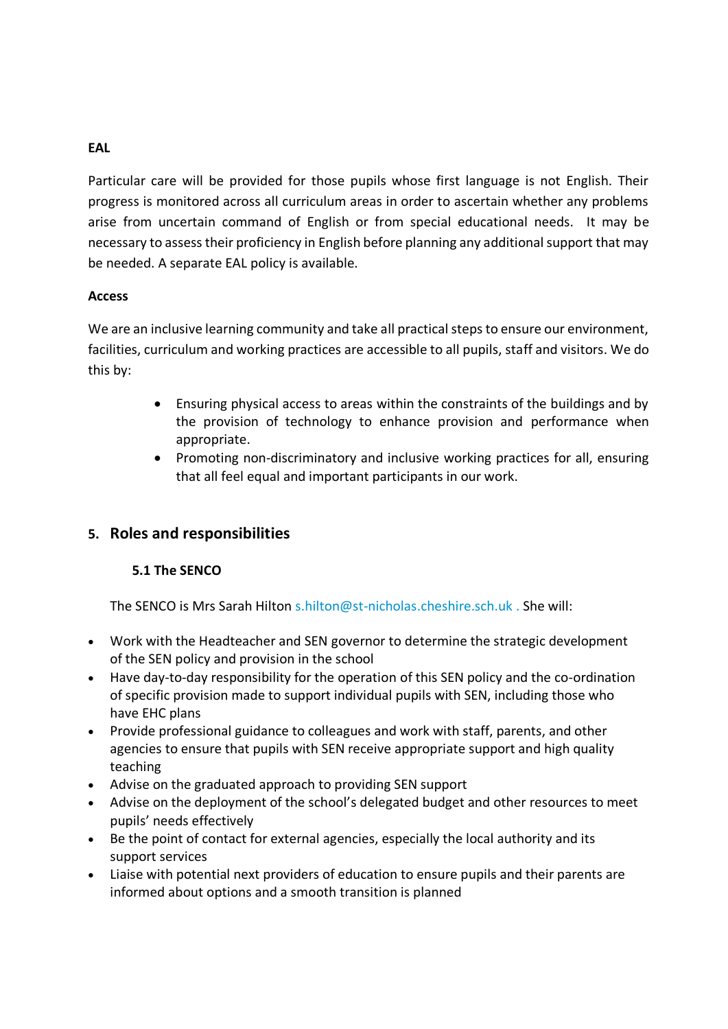**EAL**

Particular care will be provided for those pupils whose first language is not English. Their progress is monitored across all curriculum areas in order to ascertain whether any problems arise from uncertain command of English or from special educational needs. It may be necessary to assess their proficiency in English before planning any additional support that may be needed. A separate EAL policy is available.

**Access**

We are an inclusive learning community and take all practical steps to ensure our environment, facilities, curriculum and working practices are accessible to all pupils, staff and visitors. We do this by:

- Ensuring physical access to areas within the constraints of the buildings and by the provision of technology to enhance provision and performance when appropriate.
- Promoting non-discriminatory and inclusive working practices for all, ensuring that all feel equal and important participants in our work.

## 5. Roles and responsibilities

### 5.1 The SENCO

The SENCO is Mrs Sarah Hilton s.hilton@st-nicholas.cheshire.sch.uk . She will:

- Work with the Headteacher and SEN governor to determine the strategic development of the SEN policy and provision in the school
- Have day-to-day responsibility for the operation of this SEN policy and the co-ordination of specific provision made to support individual pupils with SEN, including those who have EHC plans
- Provide professional guidance to colleagues and work with staff, parents, and other agencies to ensure that pupils with SEN receive appropriate support and high quality teaching
- Advise on the graduated approach to providing SEN support
- Advise on the deployment of the school's delegated budget and other resources to meet pupils' needs effectively
- Be the point of contact for external agencies, especially the local authority and its support services
- Liaise with potential next providers of education to ensure pupils and their parents are informed about options and a smooth transition is planned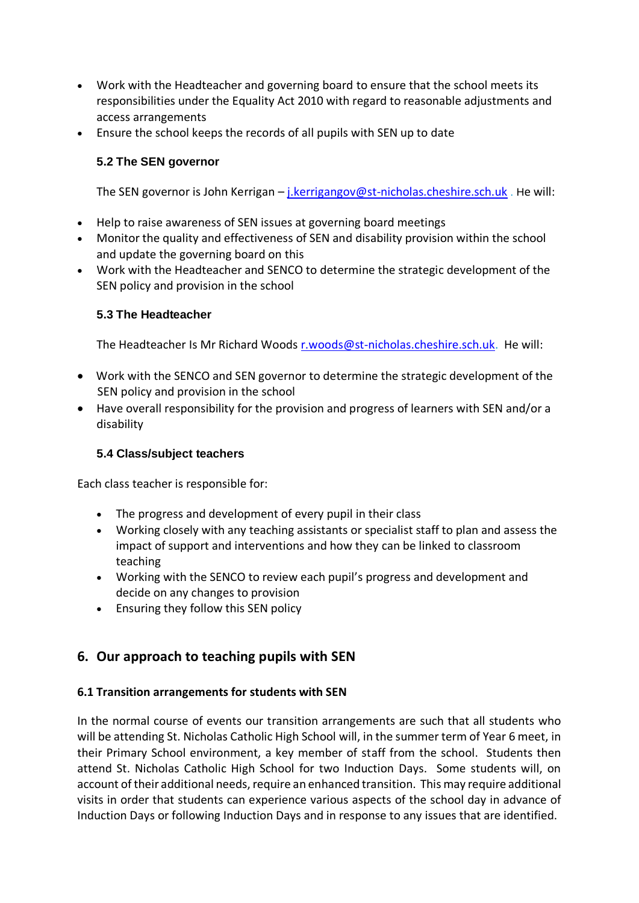- Work with the Headteacher and governing board to ensure that the school meets its responsibilities under the Equality Act 2010 with regard to reasonable adjustments and access arrangements
- Ensure the school keeps the records of all pupils with SEN up to date

### 5.2 The SEN governor

The SEN governor is John Kerrigan – [j.kerrigangov@st-nicholas.cheshire.sch.uk](mailto:j.kerrigangov@st-nicholas.cheshire.sch.uk) . He will:

- Help to raise awareness of SEN issues at governing board meetings
- Monitor the quality and effectiveness of SEN and disability provision within the school and update the governing board on this
- Work with the Headteacher and SENCO to determine the strategic development of the SEN policy and provision in the school

### 5.3 The Headteacher

The Headteacher Is Mr Richard Woods [r.woods@st-nicholas.cheshire.sch.uk](mailto:r.woods@st-nicholas.cheshire.sch.uk). He will:

- Work with the SENCO and SEN governor to determine the strategic development of the SEN policy and provision in the school
- Have overall responsibility for the provision and progress of learners with SEN and/or a disability

### 5.4 Class/subject teachers

Each class teacher is responsible for:

- The progress and development of every pupil in their class
- Working closely with any teaching assistants or specialist staff to plan and assess the impact of support and interventions and how they can be linked to classroom teaching
- Working with the SENCO to review each pupil's progress and development and decide on any changes to provision
- Ensuring they follow this SEN policy

## 6. Our approach to teaching pupils with SEN

### 6.1 Transition arrangements for students with SEN

In the normal course of events our transition arrangements are such that all students who will be attending St. Nicholas Catholic High School will, in the summer term of Year 6 meet, in their Primary School environment, a key member of staff from the school. Students then attend St. Nicholas Catholic High School for two Induction Days. Some students will, on account of their additional needs, require an enhanced transition. This may require additional visits in order that students can experience various aspects of the school day in advance of Induction Days or following Induction Days and in response to any issues that are identified.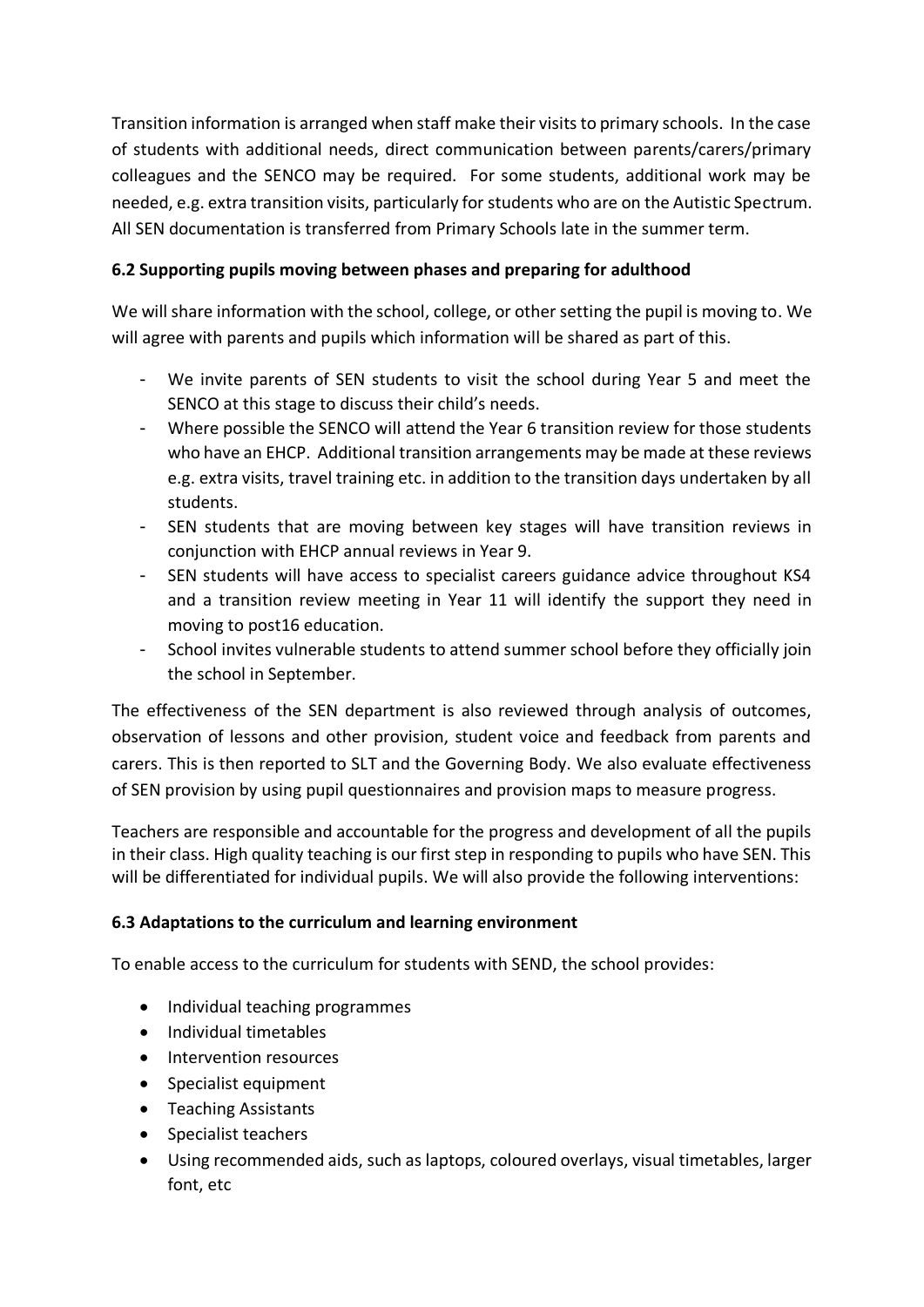Transition information is arranged when staff make their visits to primary schools. In the case of students with additional needs, direct communication between parents/carers/primary colleagues and the SENCO may be required. For some students, additional work may be needed, e.g. extra transition visits, particularly for students who are on the Autistic Spectrum. All SEN documentation is transferred from Primary Schools late in the summer term.

**6.2 Supporting pupils moving between phases and preparing for adulthood**

We will share information with the school, college, or other setting the pupil is moving to. We will agree with parents and pupils which information will be shared as part of this.

- We invite parents of SEN students to visit the school during Year 5 and meet the SENCO at this stage to discuss their child's needs.
- Where possible the SENCO will attend the Year 6 transition review for those students who have an EHCP. Additional transition arrangements may be made at these reviews e.g. extra visits, travel training etc. in addition to the transition days undertaken by all students.
- SEN students that are moving between key stages will have transition reviews in conjunction with EHCP annual reviews in Year 9.
- SEN students will have access to specialist careers guidance advice throughout KS4 and a transition review meeting in Year 11 will identify the support they need in moving to post16 education.
- School invites vulnerable students to attend summer school before they officially join the school in September.

The effectiveness of the SEN department is also reviewed through analysis of outcomes, observation of lessons and other provision, student voice and feedback from parents and carers. This is then reported to SLT and the Governing Body. We also evaluate effectiveness of SEN provision by using pupil questionnaires and provision maps to measure progress.

Teachers are responsible and accountable for the progress and development of all the pupils in their class. High quality teaching is our first step in responding to pupils who have SEN. This will be differentiated for individual pupils. We will also provide the following interventions:

**6.3 Adaptations to the curriculum and learning environment**

To enable access to the curriculum for students with SEND, the school provides:

- Individual teaching programmes
- Individual timetables
- Intervention resources
- Specialist equipment
- Teaching Assistants
- Specialist teachers
- Using recommended aids, such as laptops, coloured overlays, visual timetables, larger font, etc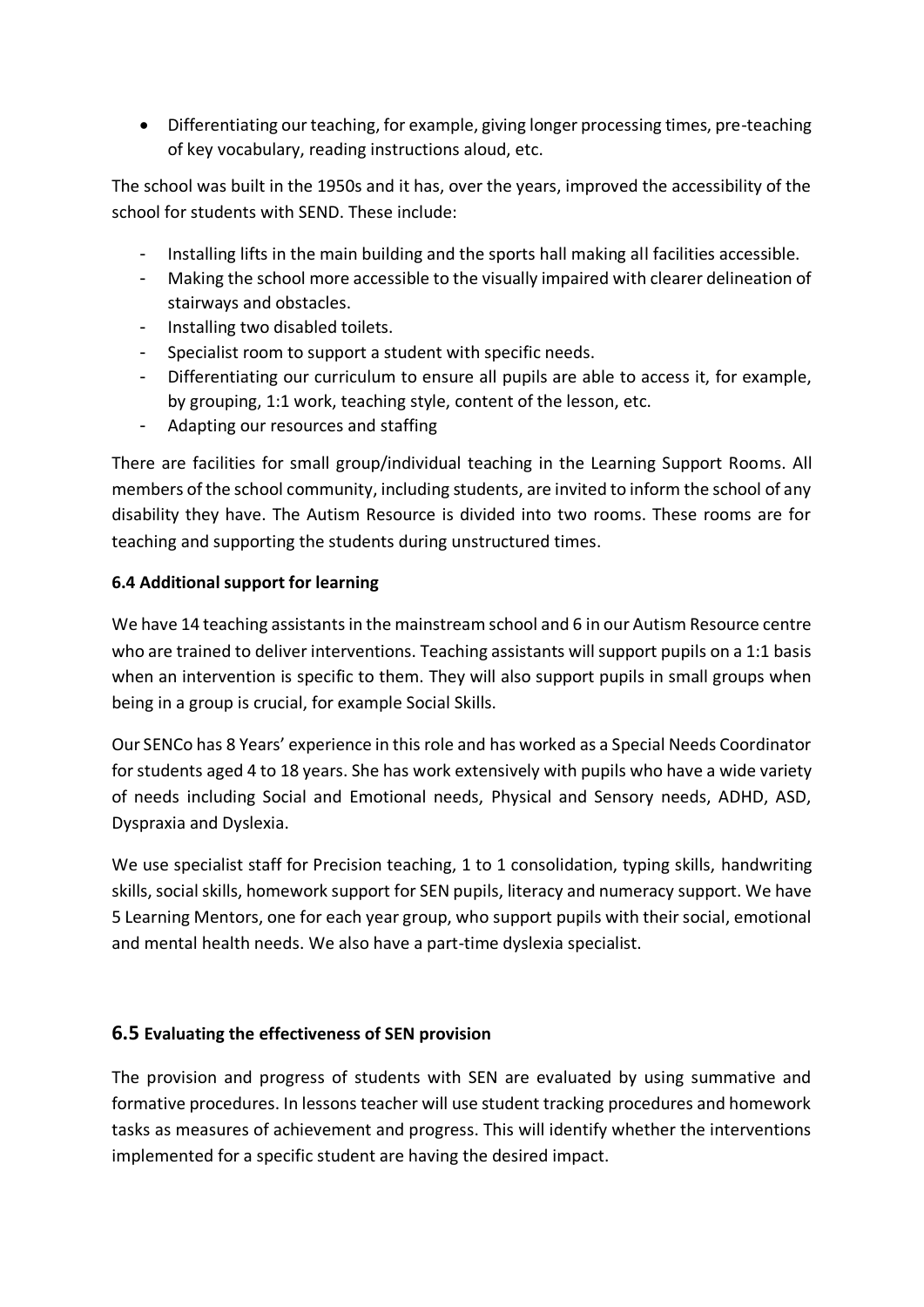- Differentiating our teaching, for example, giving longer processing times, pre-teaching of key vocabulary, reading instructions aloud, etc.

The school was built in the 1950s and it has, over the years, improved the accessibility of the school for students with SEND. These include:

- Installing lifts in the main building and the sports hall making all facilities accessible.
- Making the school more accessible to the visually impaired with clearer delineation of stairways and obstacles.
- Installing two disabled toilets.
- Specialist room to support a student with specific needs.
- Differentiating our curriculum to ensure all pupils are able to access it, for example, by grouping, 1:1 work, teaching style, content of the lesson, etc.
- Adapting our resources and staffing

There are facilities for small group/individual teaching in the Learning Support Rooms. All members of the school community, including students, are invited to inform the school of any disability they have. The Autism Resource is divided into two rooms. These rooms are for teaching and supporting the students during unstructured times.

**6.4 Additional support for learning**

We have 14 teaching assistants in the mainstream school and 6 in our Autism Resource centre who are trained to deliver interventions. Teaching assistants will support pupils on a 1:1 basis when an intervention is specific to them. They will also support pupils in small groups when being in a group is crucial, for example Social Skills.

Our SENCo has 8 Years' experience in this role and has worked as a Special Needs Coordinator for students aged 4 to 18 years. She has work extensively with pupils who have a wide variety of needs including Social and Emotional needs, Physical and Sensory needs, ADHD, ASD, Dyspraxia and Dyslexia.

We use specialist staff for Precision teaching, 1 to 1 consolidation, typing skills, handwriting skills, social skills, homework support for SEN pupils, literacy and numeracy support. We have 5 Learning Mentors, one for each year group, who support pupils with their social, emotional and mental health needs. We also have a part-time dyslexia specialist.

**6.5 Evaluating the effectiveness of SEN provision**

The provision and progress of students with SEN are evaluated by using summative and formative procedures. In lessons teacher will use student tracking procedures and homework tasks as measures of achievement and progress. This will identify whether the interventions implemented for a specific student are having the desired impact.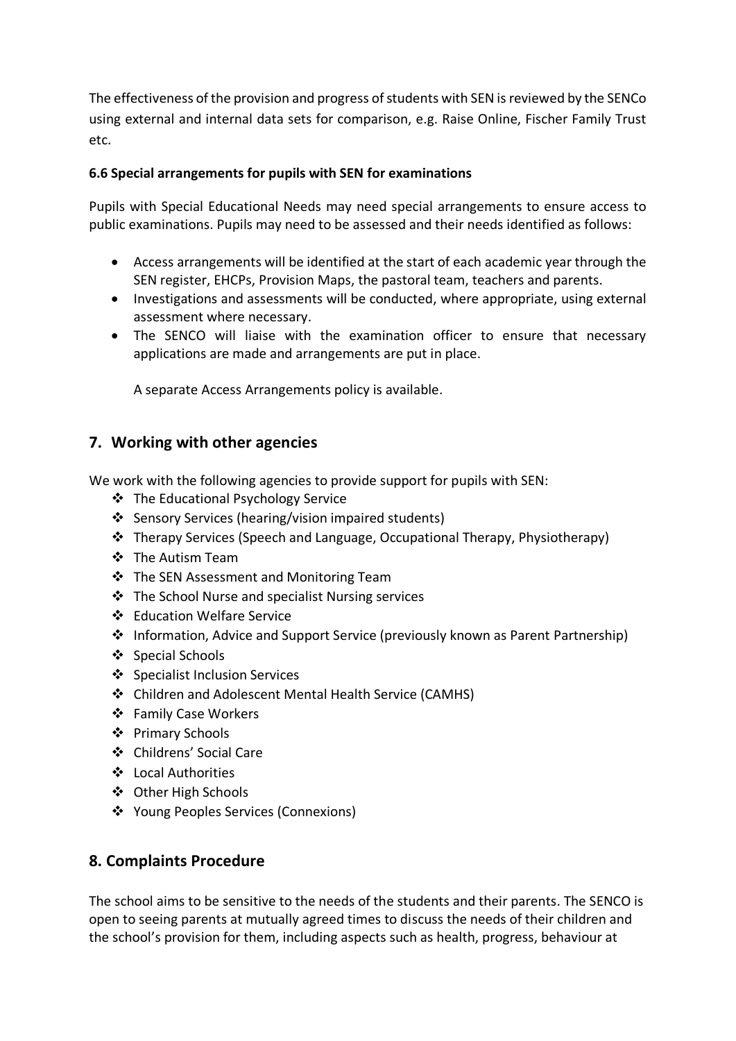The effectiveness of the provision and progress of students with SEN is reviewed by the SENCo using external and internal data sets for comparison, e.g. Raise Online, Fischer Family Trust etc.

**6.6 Special arrangements for pupils with SEN for examinations**

Pupils with Special Educational Needs may need special arrangements to ensure access to public examinations. Pupils may need to be assessed and their needs identified as follows:

- Access arrangements will be identified at the start of each academic year through the SEN register, EHCPs, Provision Maps, the pastoral team, teachers and parents.
- Investigations and assessments will be conducted, where appropriate, using external assessment where necessary.
- The SENCO will liaise with the examination officer to ensure that necessary applications are made and arrangements are put in place.

  A separate Access Arrangements policy is available.

## 7. Working with other agencies

We work with the following agencies to provide support for pupils with SEN:

- The Educational Psychology Service
- Sensory Services (hearing/vision impaired students)
- Therapy Services (Speech and Language, Occupational Therapy, Physiotherapy)
- The Autism Team
- The SEN Assessment and Monitoring Team
- The School Nurse and specialist Nursing services
- Education Welfare Service
- Information, Advice and Support Service (previously known as Parent Partnership)
- Special Schools
- Specialist Inclusion Services
- Children and Adolescent Mental Health Service (CAMHS)
- Family Case Workers
- Primary Schools
- Childrens' Social Care
- Local Authorities
- Other High Schools
- Young Peoples Services (Connexions)

## 8. Complaints Procedure

The school aims to be sensitive to the needs of the students and their parents. The SENCO is open to seeing parents at mutually agreed times to discuss the needs of their children and the school's provision for them, including aspects such as health, progress, behaviour at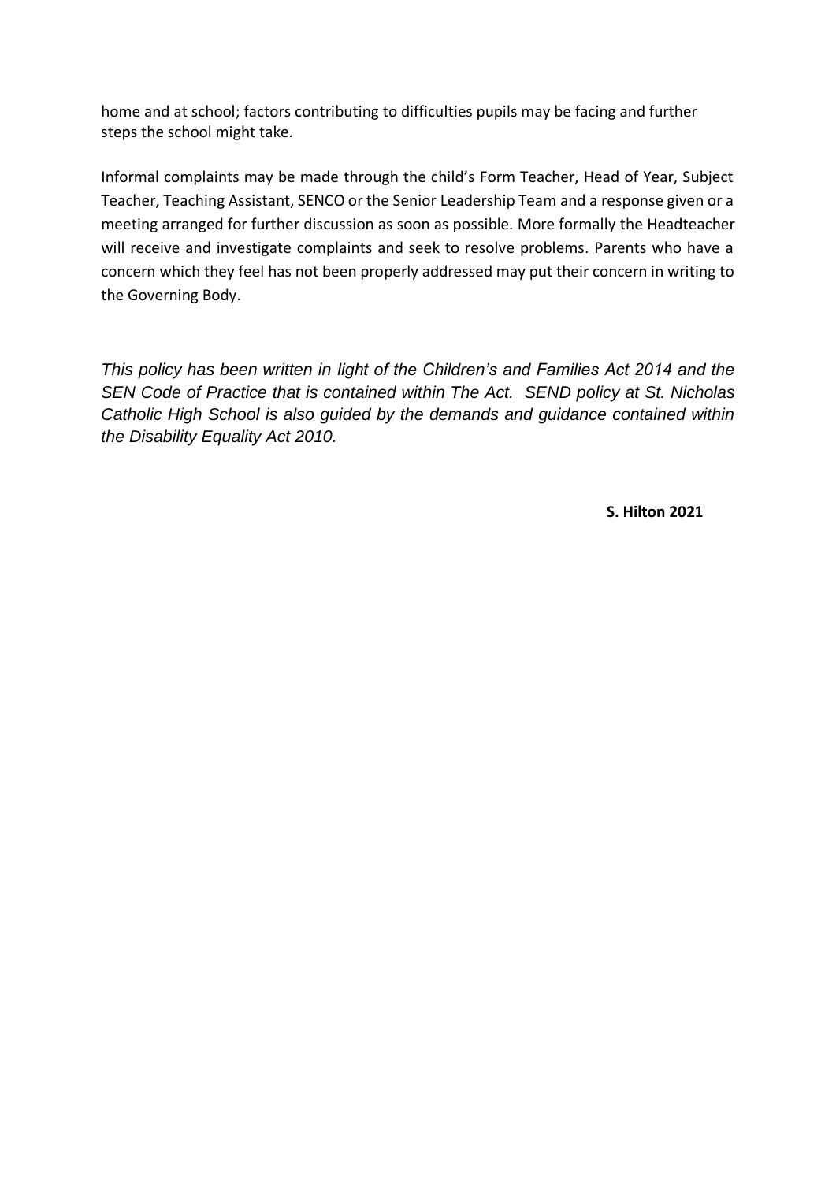home and at school; factors contributing to difficulties pupils may be facing and further steps the school might take.

Informal complaints may be made through the child's Form Teacher, Head of Year, Subject Teacher, Teaching Assistant, SENCO or the Senior Leadership Team and a response given or a meeting arranged for further discussion as soon as possible. More formally the Headteacher will receive and investigate complaints and seek to resolve problems. Parents who have a concern which they feel has not been properly addressed may put their concern in writing to the Governing Body.

*This policy has been written in light of the Children's and Families Act 2014 and the SEN Code of Practice that is contained within The Act. SEND policy at St. Nicholas Catholic High School is also guided by the demands and guidance contained within the Disability Equality Act 2010.*

**S. Hilton 2021**